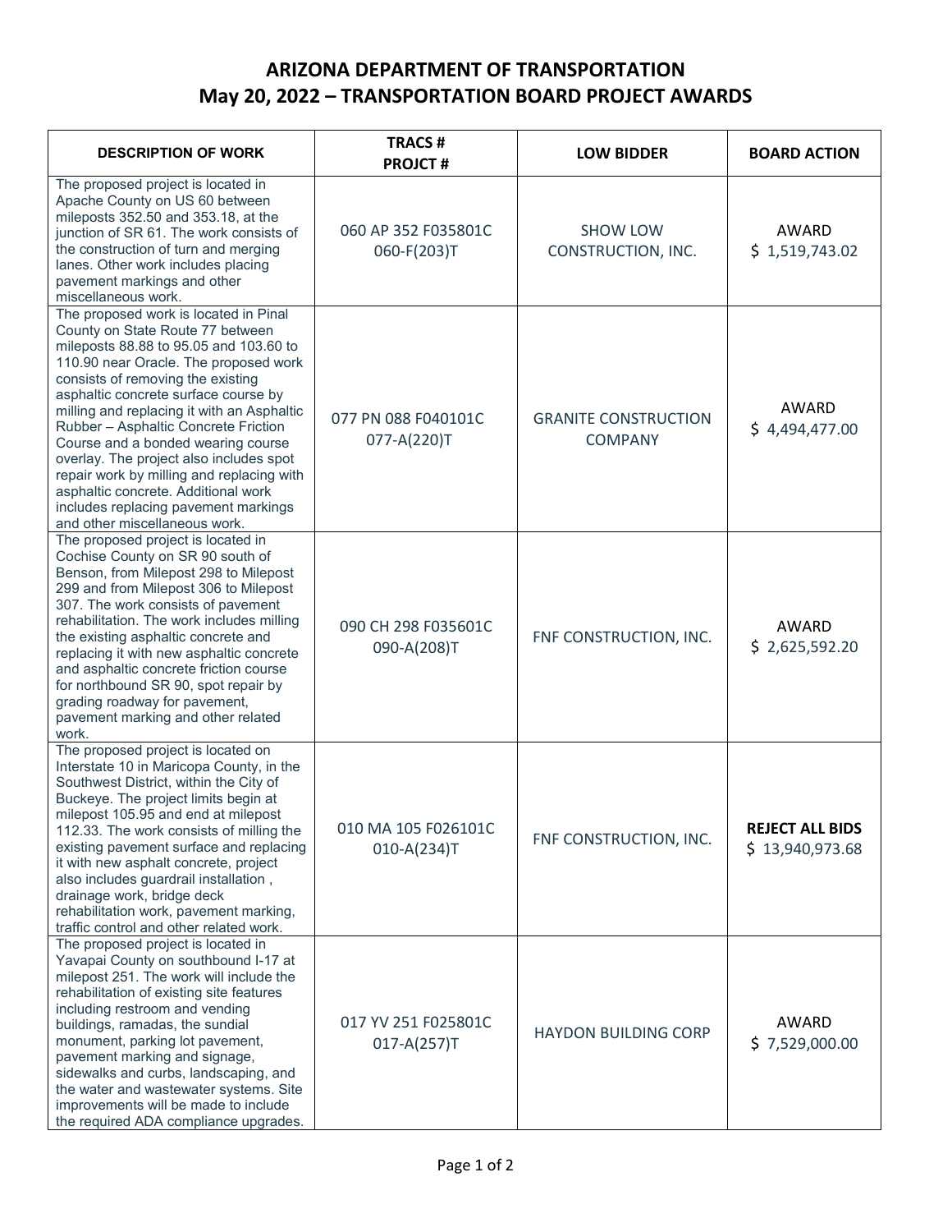# ARIZONA DEPARTMENT OF TRANSPORTATION
# May 20, 2022 – TRANSPORTATION BOARD PROJECT AWARDS

| DESCRIPTION OF WORK | TRACS # PROJCT # | LOW BIDDER | BOARD ACTION |
|---|---|---|---|
| The proposed project is located in Apache County on US 60 between mileposts 352.50 and 353.18, at the junction of SR 61. The work consists of the construction of turn and merging lanes. Other work includes placing pavement markings and other miscellaneous work. | 060 AP 352 F035801C 060-F(203)T | SHOW LOW CONSTRUCTION, INC. | AWARD $ 1,519,743.02 |
| The proposed work is located in Pinal County on State Route 77 between mileposts 88.88 to 95.05 and 103.60 to 110.90 near Oracle. The proposed work consists of removing the existing asphaltic concrete surface course by milling and replacing it with an Asphaltic Rubber – Asphaltic Concrete Friction Course and a bonded wearing course overlay. The project also includes spot repair work by milling and replacing with asphaltic concrete. Additional work includes replacing pavement markings and other miscellaneous work. | 077 PN 088 F040101C 077-A(220)T | GRANITE CONSTRUCTION COMPANY | AWARD $ 4,494,477.00 |
| The proposed project is located in Cochise County on SR 90 south of Benson, from Milepost 298 to Milepost 299 and from Milepost 306 to Milepost 307. The work consists of pavement rehabilitation. The work includes milling the existing asphaltic concrete and replacing it with new asphaltic concrete and asphaltic concrete friction course for northbound SR 90, spot repair by grading roadway for pavement, pavement marking and other related work. | 090 CH 298 F035601C 090-A(208)T | FNF CONSTRUCTION, INC. | AWARD $ 2,625,592.20 |
| The proposed project is located on Interstate 10 in Maricopa County, in the Southwest District, within the City of Buckeye. The project limits begin at milepost 105.95 and end at milepost 112.33. The work consists of milling the existing pavement surface and replacing it with new asphalt concrete, project also includes guardrail installation , drainage work, bridge deck rehabilitation work, pavement marking, traffic control and other related work. | 010 MA 105 F026101C 010-A(234)T | FNF CONSTRUCTION, INC. | **REJECT ALL BIDS** $ 13,940,973.68 |
| The proposed project is located in Yavapai County on southbound I-17 at milepost 251. The work will include the rehabilitation of existing site features including restroom and vending buildings, ramadas, the sundial monument, parking lot pavement, pavement marking and signage, sidewalks and curbs, landscaping, and the water and wastewater systems. Site improvements will be made to include the required ADA compliance upgrades. | 017 YV 251 F025801C 017-A(257)T | HAYDON BUILDING CORP | AWARD $ 7,529,000.00 |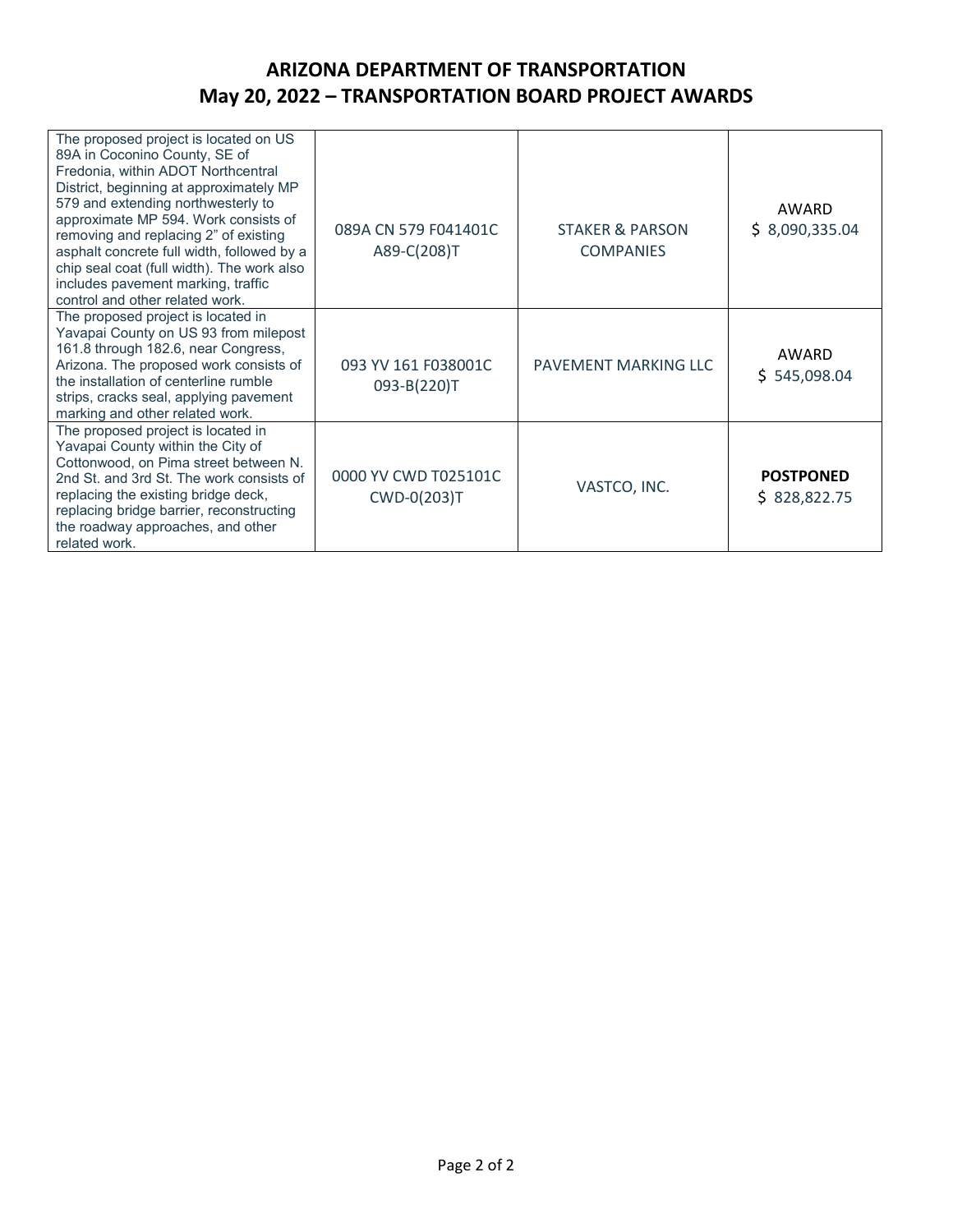# ARIZONA DEPARTMENT OF TRANSPORTATION
## May 20, 2022 – TRANSPORTATION BOARD PROJECT AWARDS

| | | | |
|---|---|---|---|
| The proposed project is located on US 89A in Coconino County, SE of Fredonia, within ADOT Northcentral District, beginning at approximately MP 579 and extending northwesterly to approximate MP 594. Work consists of removing and replacing 2" of existing asphalt concrete full width, followed by a chip seal coat (full width). The work also includes pavement marking, traffic control and other related work. | 089A CN 579 F041401C A89-C(208)T | STAKER & PARSON COMPANIES | AWARD $ 8,090,335.04 |
| The proposed project is located in Yavapai County on US 93 from milepost 161.8 through 182.6, near Congress, Arizona. The proposed work consists of the installation of centerline rumble strips, cracks seal, applying pavement marking and other related work. | 093 YV 161 F038001C 093-B(220)T | PAVEMENT MARKING LLC | AWARD $ 545,098.04 |
| The proposed project is located in Yavapai County within the City of Cottonwood, on Pima street between N. 2nd St. and 3rd St. The work consists of replacing the existing bridge deck, replacing bridge barrier, reconstructing the roadway approaches, and other related work. | 0000 YV CWD T025101C CWD-0(203)T | VASTCO, INC. | **POSTPONED** $ 828,822.75 |